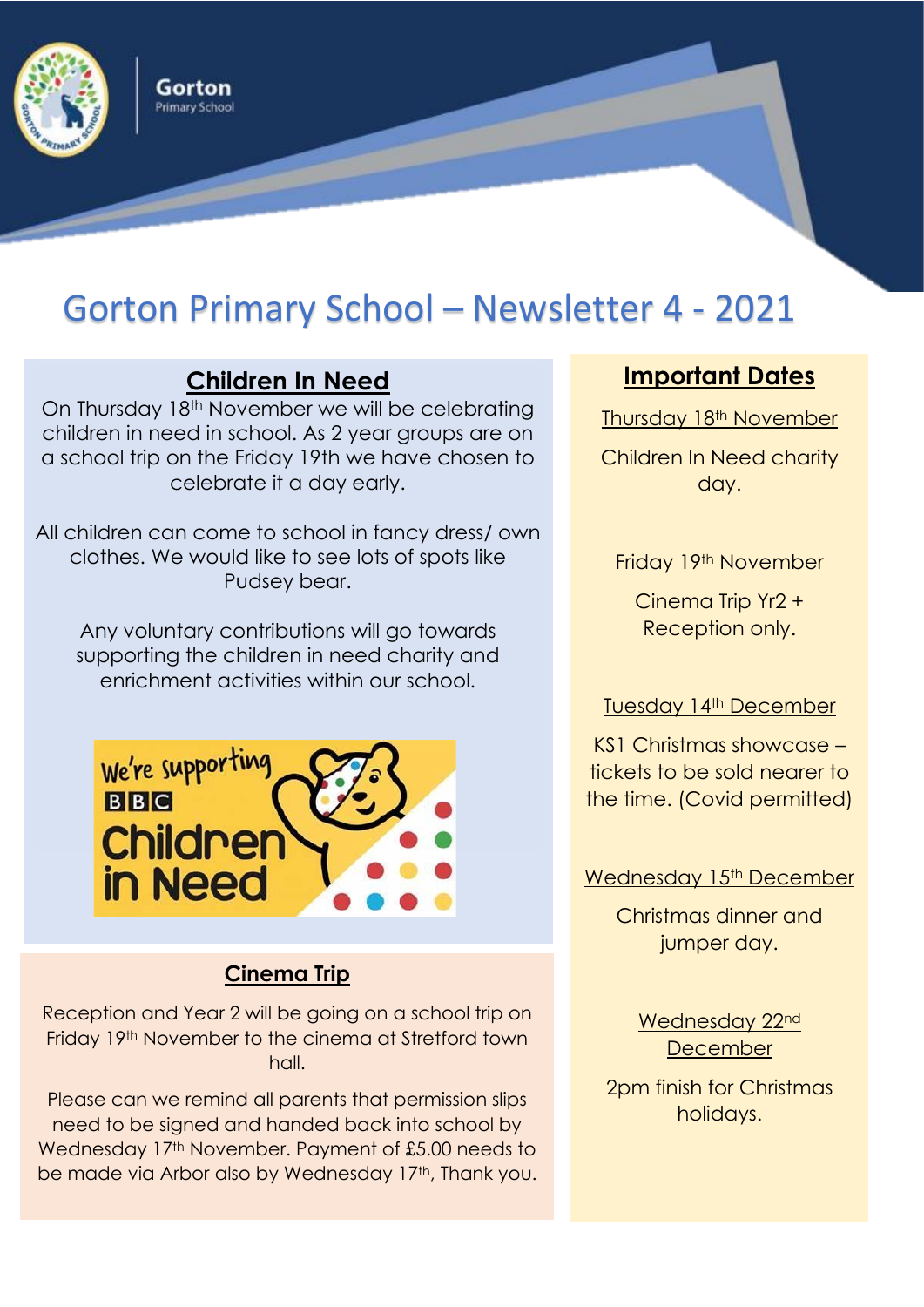Gorton
Primary School

# Gorton Primary School – Newsletter 4 - 2021

## Children In Need

On Thursday 18th November we will be celebrating children in need in school. As 2 year groups are on a school trip on the Friday 19th we have chosen to celebrate it a day early.

All children can come to school in fancy dress/ own clothes. We would like to see lots of spots like Pudsey bear.

Any voluntary contributions will go towards supporting the children in need charity and enrichment activities within our school.

## Cinema Trip

Reception and Year 2 will be going on a school trip on Friday 19th November to the cinema at Stretford town hall.

Please can we remind all parents that permission slips need to be signed and handed back into school by Wednesday 17th November. Payment of £5.00 needs to be made via Arbor also by Wednesday 17th, Thank you.

## Important Dates

Thursday 18th November

Children In Need charity day.

Friday 19th November

Cinema Trip Yr2 + Reception only.

Tuesday 14th December

KS1 Christmas showcase – tickets to be sold nearer to the time. (Covid permitted)

Wednesday 15th December

Christmas dinner and jumper day.

Wednesday 22nd December

2pm finish for Christmas holidays.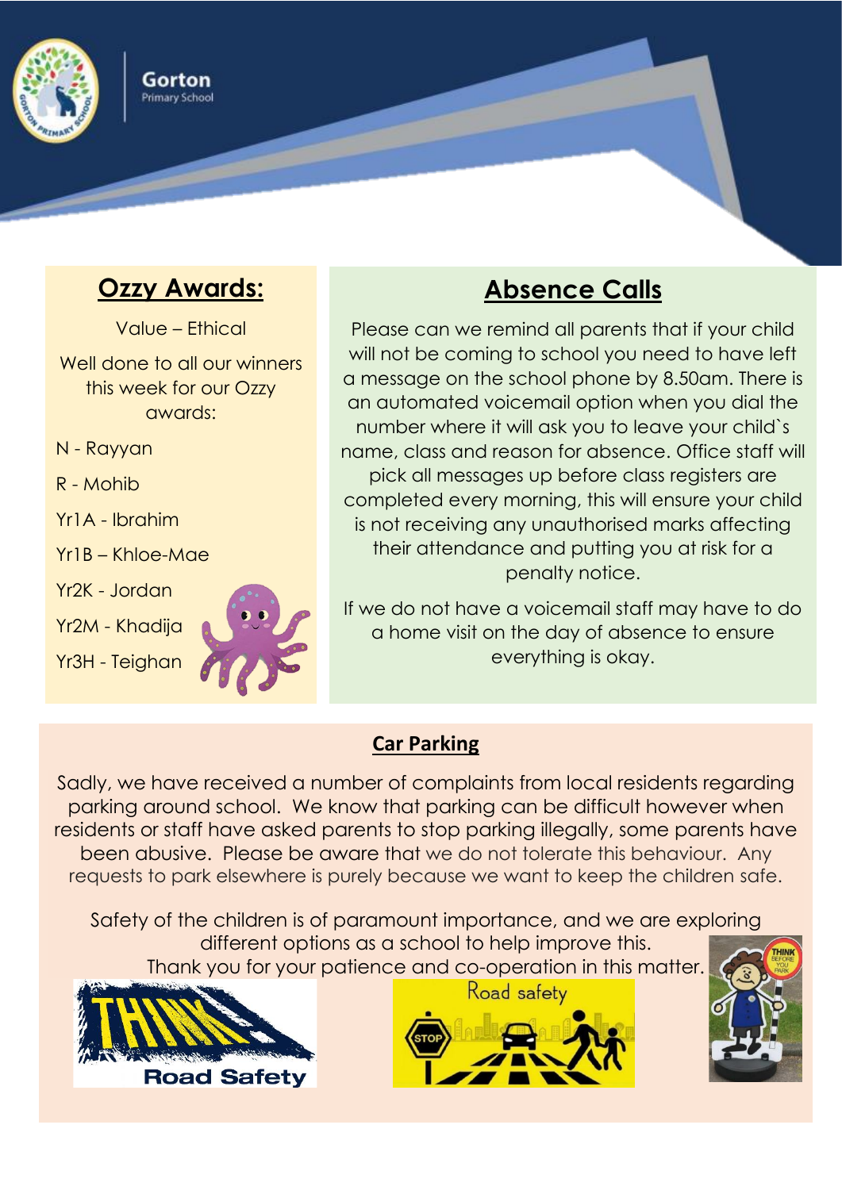## Ozzy Awards:

Value – Ethical

Well done to all our winners this week for our Ozzy awards:

N - Rayyan

R - Mohib

Yr1A - Ibrahim

Yr1B – Khloe-Mae

Yr2K - Jordan

Yr2M - Khadija

Yr3H - Teighan

## Absence Calls

Please can we remind all parents that if your child will not be coming to school you need to have left a message on the school phone by 8.50am. There is an automated voicemail option when you dial the number where it will ask you to leave your child`s name, class and reason for absence. Office staff will pick all messages up before class registers are completed every morning, this will ensure your child is not receiving any unauthorised marks affecting their attendance and putting you at risk for a penalty notice.

If we do not have a voicemail staff may have to do a home visit on the day of absence to ensure everything is okay.

## Car Parking

Sadly, we have received a number of complaints from local residents regarding parking around school. We know that parking can be difficult however when residents or staff have asked parents to stop parking illegally, some parents have been abusive. Please be aware that we do not tolerate this behaviour. Any requests to park elsewhere is purely because we want to keep the children safe.

Safety of the children is of paramount importance, and we are exploring different options as a school to help improve this.
Thank you for your patience and co-operation in this matter.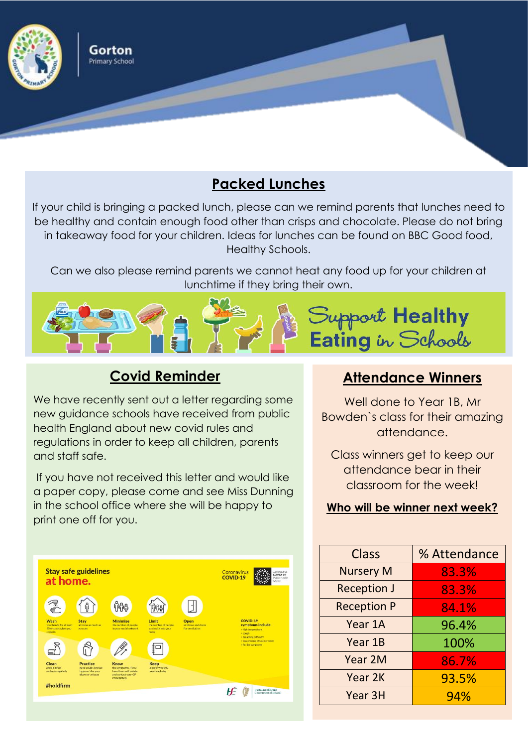Gorton
Primary School

## Packed Lunches

If your child is bringing a packed lunch, please can we remind parents that lunches need to be healthy and contain enough food other than crisps and chocolate. Please do not bring in takeaway food for your children. Ideas for lunches can be found on BBC Good food, Healthy Schools.

Can we also please remind parents we cannot heat any food up for your children at lunchtime if they bring their own.

Support Healthy Eating in Schools

## Covid Reminder

We have recently sent out a letter regarding some new guidance schools have received from public health England about new covid rules and regulations in order to keep all children, parents and staff safe.

If you have not received this letter and would like a paper copy, please come and see Miss Dunning in the school office where she will be happy to print one off for you.

## Attendance Winners

Well done to Year 1B, Mr Bowden`s class for their amazing attendance.

Class winners get to keep our attendance bear in their classroom for the week!

**Who will be winner next week?**

| Class | % Attendance |
|---|---|
| Nursery M | 83.3% |
| Reception J | 83.3% |
| Reception P | 84.1% |
| Year 1A | 96.4% |
| Year 1B | 100% |
| Year 2M | 86.7% |
| Year 2K | 93.5% |
| Year 3H | 94% |